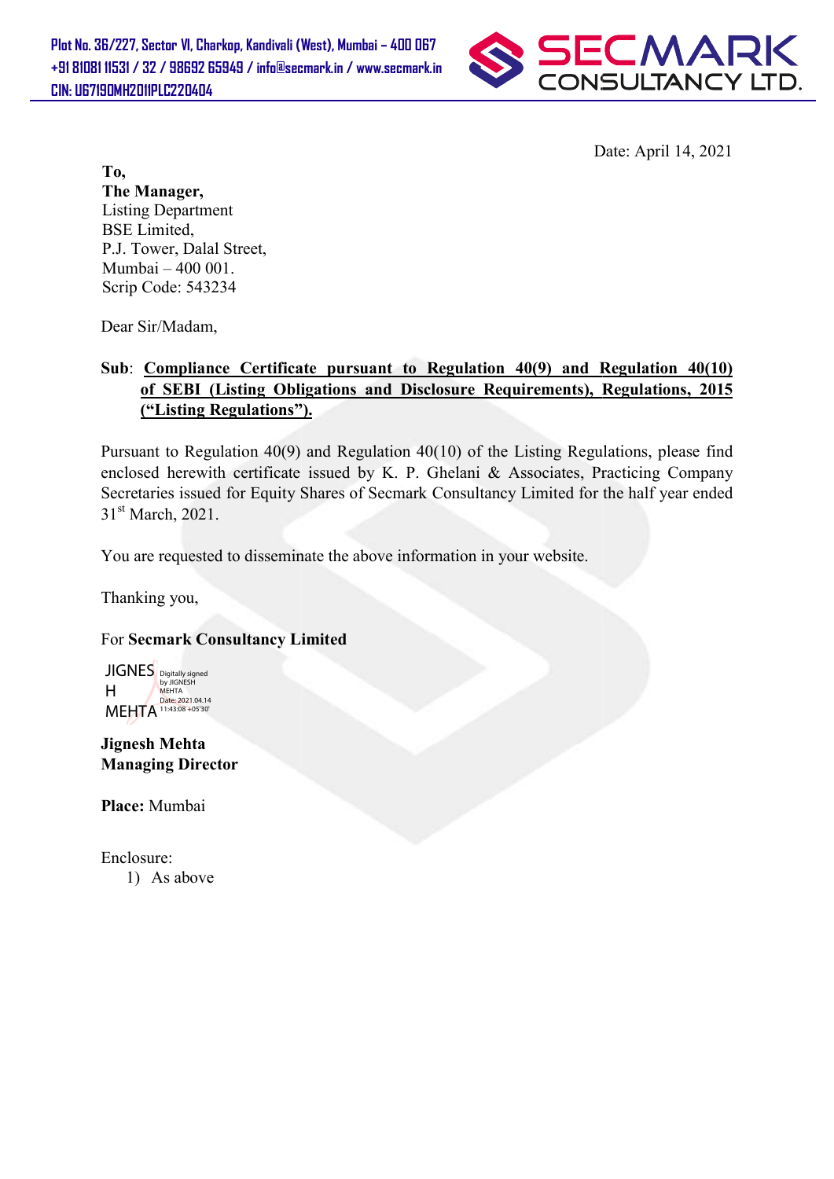Plot No. 36/227, Sector VI, Charkop, Kandivali (West), Mumbai – 400 067
+91 81081 11531 / 32 / 98692 65949 / info@secmark.in / www.secmark.in
CIN: U67190MH2011PLC220404

**SECMARK CONSULTANCY LTD.**

Date: April 14, 2021

**To,**
**The Manager,**
Listing Department
BSE Limited,
P.J. Tower, Dalal Street,
Mumbai – 400 001.
Scrip Code: 543234

Dear Sir/Madam,

**Sub**: **Compliance Certificate pursuant to Regulation 40(9) and Regulation 40(10) of SEBI (Listing Obligations and Disclosure Requirements), Regulations, 2015 ("Listing Regulations").**

Pursuant to Regulation 40(9) and Regulation 40(10) of the Listing Regulations, please find enclosed herewith certificate issued by K. P. Ghelani & Associates, Practicing Company Secretaries issued for Equity Shares of Secmark Consultancy Limited for the half year ended 31st March, 2021.

You are requested to disseminate the above information in your website.

Thanking you,

For **Secmark Consultancy Limited**

JIGNESH MEHTA Digitally signed by JIGNESH MEHTA Date: 2021.04.14 11:43:08 +05'30'

**Jignesh Mehta**
**Managing Director**

**Place:** Mumbai

Enclosure:
1) As above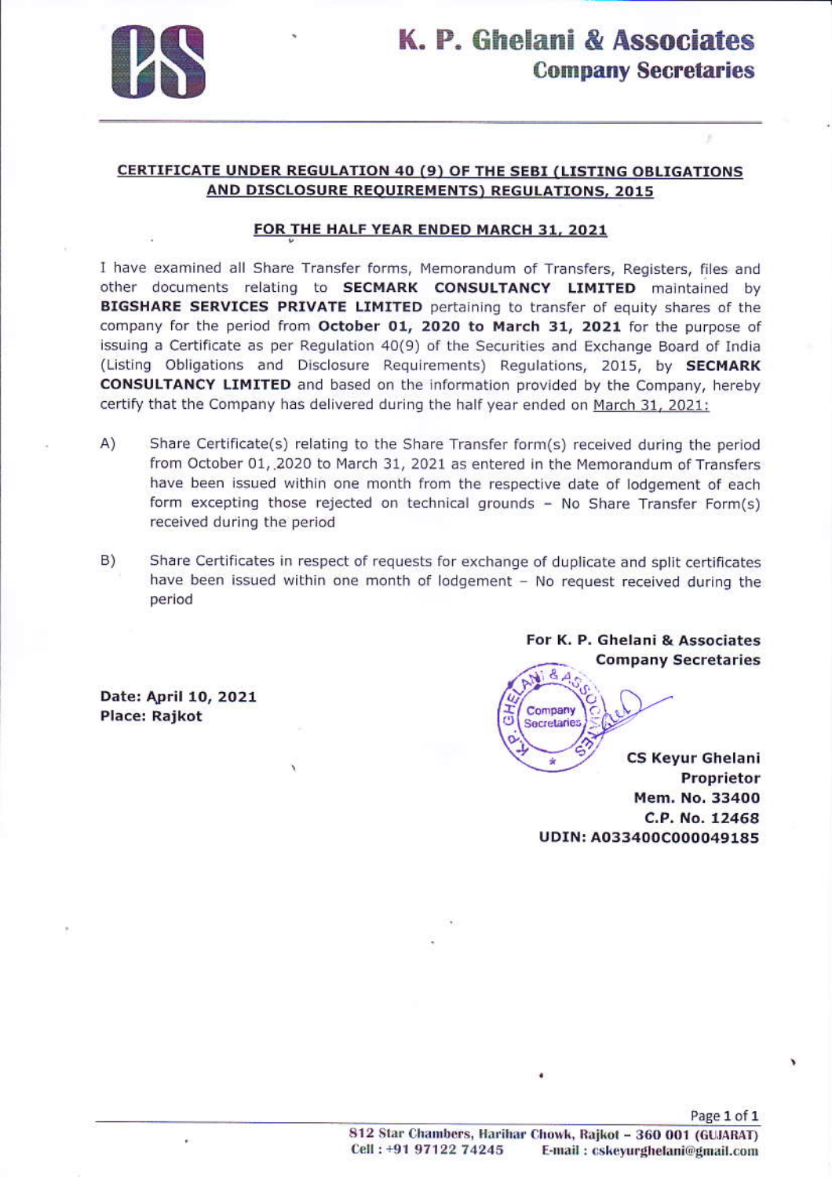# K. P. Ghelani & Associates
## Company Secretaries

---

**CERTIFICATE UNDER REGULATION 40 (9) OF THE SEBI (LISTING OBLIGATIONS AND DISCLOSURE REQUIREMENTS) REGULATIONS, 2015**

**FOR THE HALF YEAR ENDED MARCH 31, 2021**

I have examined all Share Transfer forms, Memorandum of Transfers, Registers, files and other documents relating to **SECMARK CONSULTANCY LIMITED** maintained by **BIGSHARE SERVICES PRIVATE LIMITED** pertaining to transfer of equity shares of the company for the period from **October 01, 2020 to March 31, 2021** for the purpose of issuing a Certificate as per Regulation 40(9) of the Securities and Exchange Board of India (Listing Obligations and Disclosure Requirements) Regulations, 2015, by **SECMARK CONSULTANCY LIMITED** and based on the information provided by the Company, hereby certify that the Company has delivered during the half year ended on March 31, 2021:

A) Share Certificate(s) relating to the Share Transfer form(s) received during the period from October 01, 2020 to March 31, 2021 as entered in the Memorandum of Transfers have been issued within one month from the respective date of lodgement of each form excepting those rejected on technical grounds – No Share Transfer Form(s) received during the period

B) Share Certificates in respect of requests for exchange of duplicate and split certificates have been issued within one month of lodgement – No request received during the period

**Date: April 10, 2021**
**Place: Rajkot**

**For K. P. Ghelani & Associates**
**Company Secretaries**

**CS Keyur Ghelani**
**Proprietor**
**Mem. No. 33400**
**C.P. No. 12468**
**UDIN: A033400C000049185**

812 Star Chambers, Harihar Chowk, Rajkot – 360 001 (GUJARAT)
Cell : +91 97122 74245 E-mail : cskeyurghelani@gmail.com